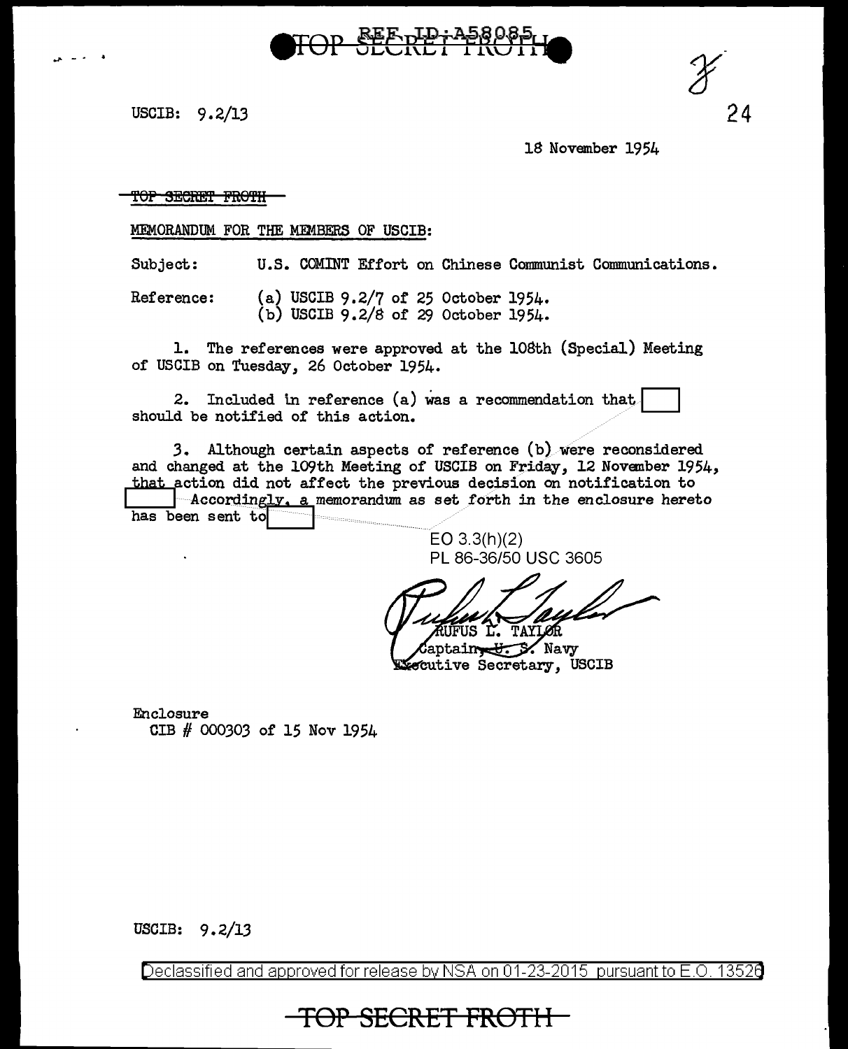USCIB: 9.2/13

18 November 1954

~~TOP SECRET FROTH~~

MEMORANDUM FOR THE MEMBERS OF USCIB:

Subject: U.S. COMINT Effort on Chinese Communist Communications.

Reference: (a) USCIB 9.2/7 of 25 October 1954.
(b) USCIB 9.2/8 of 29 October 1954.

1. The references were approved at the 108th (Special) Meeting of USCIB on Tuesday, 26 October 1954.

2. Included in reference (a) was a recommendation that [ ] should be notified of this action.

3. Although certain aspects of reference (b) were reconsidered and changed at the 109th Meeting of USCIB on Friday, 12 November 1954, that action did not affect the previous decision on notification to [ ] Accordingly, a memorandum as set forth in the enclosure hereto has been sent to [ ]

EO 3.3(h)(2)
PL 86-36/50 USC 3605

RUFUS L. TAYLOR
Captain, U. S. Navy
Executive Secretary, USCIB

Enclosure
CIB # 000303 of 15 Nov 1954

USCIB: 9.2/13

Declassified and approved for release by NSA on 01-23-2015 pursuant to E.O. 13526

TOP SECRET FROTH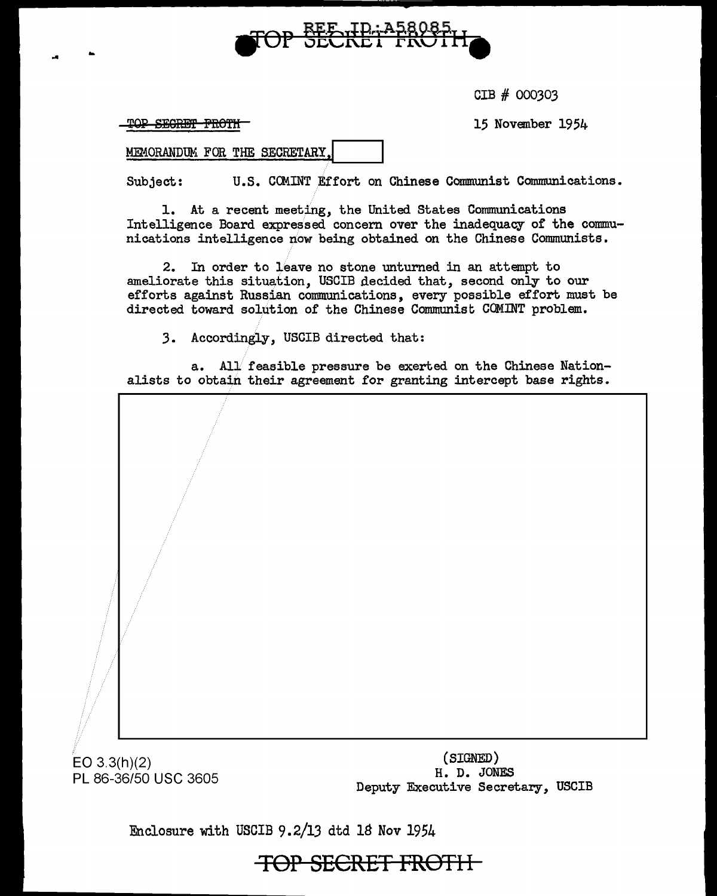CIB # 000303

~~TOP SECRET FROTH~~

15 November 1954

MEMORANDUM FOR THE SECRETARY,

Subject: U.S. COMINT Effort on Chinese Communist Communications.

1. At a recent meeting, the United States Communications Intelligence Board expressed concern over the inadequacy of the communications intelligence now being obtained on the Chinese Communists.

2. In order to leave no stone unturned in an attempt to ameliorate this situation, USCIB decided that, second only to our efforts against Russian communications, every possible effort must be directed toward solution of the Chinese Communist COMINT problem.

3. Accordingly, USCIB directed that:

a. All feasible pressure be exerted on the Chinese Nationalists to obtain their agreement for granting intercept base rights.

EO 3.3(h)(2)
PL 86-36/50 USC 3605

(SIGNED)
H. D. JONES
Deputy Executive Secretary, USCIB

Enclosure with USCIB 9.2/13 dtd 18 Nov 1954

~~TOP SECRET FROTH~~